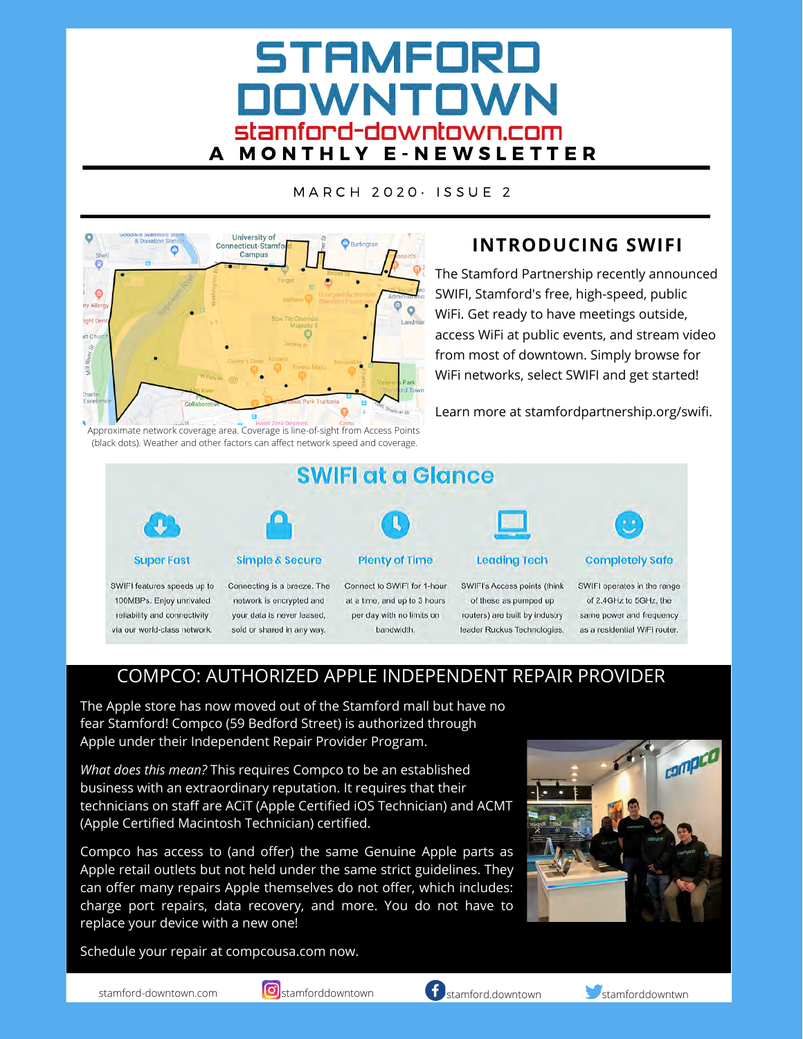# STAMFORD DOWNTOWN

**stamford-downtown.com**

**A MONTHLY E-NEWSLETTER**

MARCH 2020· ISSUE 2

Approximate network coverage area. Coverage is line-of-sight from Access Points (black dots). Weather and other factors can affect network speed and coverage.

## INTRODUCING SWIFI

The Stamford Partnership recently announced SWIFI, Stamford's free, high-speed, public WiFi. Get ready to have meetings outside, access WiFi at public events, and stream video from most of downtown. Simply browse for WiFi networks, select SWIFI and get started!

Learn more at stamfordpartnership.org/swifi.

## SWIFI at a Glance

**Super Fast**

SWIFI features speeds up to 100MBPs. Enjoy unrivaled reliability and connectivity via our world-class network.

**Simple & Secure**

Connecting is a breeze. The network is encrypted and your data is never leased, sold or shared in any way.

**Plenty of Time**

Connect to SWIFI for 1-hour at a time, and up to 3 hours per day with no limits on bandwidth.

**Leading Tech**

SWIFI's Access points (think of these as pumped up routers) are built by industry leader Ruckus Technologies.

**Completely Safe**

SWIFI operates in the range of 2.4GHz to 5GHz, the same power and frequency as a residential WiFi router.

## COMPCO: AUTHORIZED APPLE INDEPENDENT REPAIR PROVIDER

The Apple store has now moved out of the Stamford mall but have no fear Stamford! Compco (59 Bedford Street) is authorized through Apple under their Independent Repair Provider Program.

*What does this mean?* This requires Compco to be an established business with an extraordinary reputation. It requires that their technicians on staff are ACiT (Apple Certified iOS Technician) and ACMT (Apple Certified Macintosh Technician) certified.

Compco has access to (and offer) the same Genuine Apple parts as Apple retail outlets but not held under the same strict guidelines. They can offer many repairs Apple themselves do not offer, which includes: charge port repairs, data recovery, and more. You do not have to replace your device with a new one!

Schedule your repair at compcousa.com now.

stamford-downtown.com | stamforddowntown | stamford.downtown | stamforddowntwn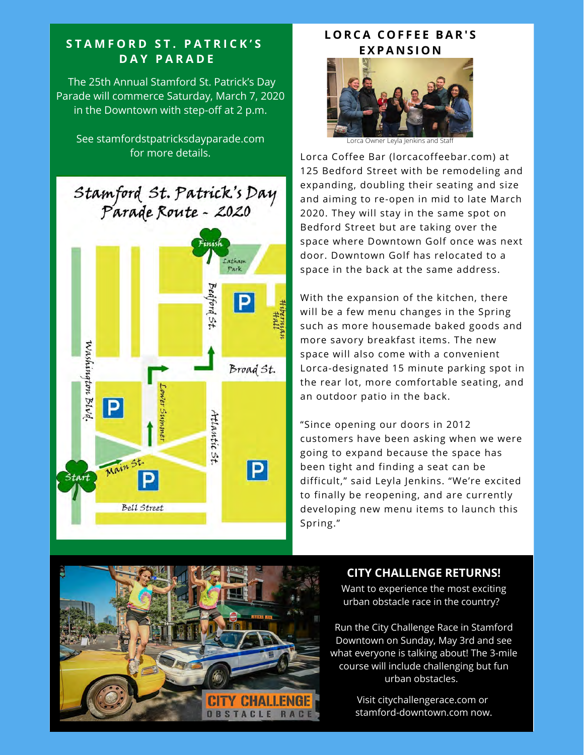## STAMFORD ST. PATRICK'S DAY PARADE

The 25th Annual Stamford St. Patrick's Day Parade will commence Saturday, March 7, 2020 in the Downtown with step-off at 2 p.m.

See stamfordstpatricksdayparade.com for more details.

Stamford St. Patrick's Day Parade Route - 2020

## LORCA COFFEE BAR'S EXPANSION

Lorca Owner Leyla Jenkins and Staff

Lorca Coffee Bar (lorcacoffeebar.com) at 125 Bedford Street with be remodeling and expanding, doubling their seating and size and aiming to re-open in mid to late March 2020. They will stay in the same spot on Bedford Street but are taking over the space where Downtown Golf once was next door. Downtown Golf has relocated to a space in the back at the same address.

With the expansion of the kitchen, there will be a few menu changes in the Spring such as more housemade baked goods and more savory breakfast items. The new space will also come with a convenient Lorca-designated 15 minute parking spot in the rear lot, more comfortable seating, and an outdoor patio in the back.

"Since opening our doors in 2012 customers have been asking when we were going to expand because the space has been tight and finding a seat can be difficult," said Leyla Jenkins. "We're excited to finally be reopening, and are currently developing new menu items to launch this Spring."

## CITY CHALLENGE RETURNS!

Want to experience the most exciting urban obstacle race in the country?

Run the City Challenge Race in Stamford Downtown on Sunday, May 3rd and see what everyone is talking about! The 3-mile course will include challenging but fun urban obstacles.

Visit citychallengerace.com or stamford-downtown.com now.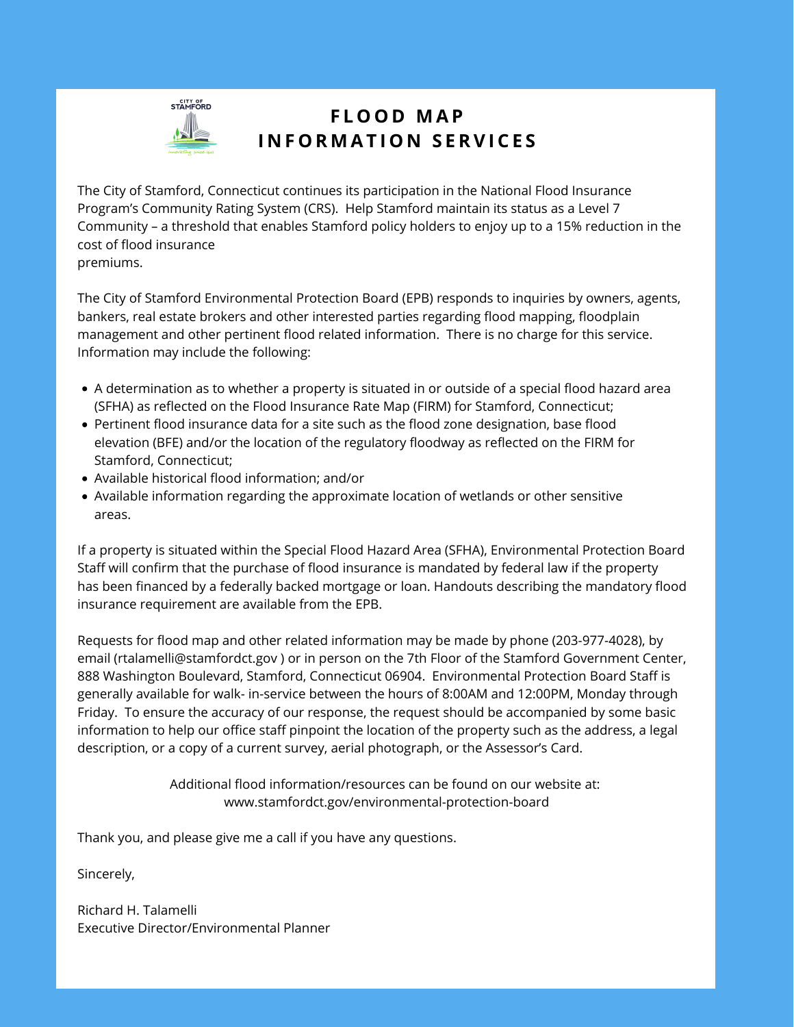# FLOOD MAP INFORMATION SERVICES

The City of Stamford, Connecticut continues its participation in the National Flood Insurance Program's Community Rating System (CRS). Help Stamford maintain its status as a Level 7 Community – a threshold that enables Stamford policy holders to enjoy up to a 15% reduction in the cost of flood insurance premiums.

The City of Stamford Environmental Protection Board (EPB) responds to inquiries by owners, agents, bankers, real estate brokers and other interested parties regarding flood mapping, floodplain management and other pertinent flood related information. There is no charge for this service. Information may include the following:

- A determination as to whether a property is situated in or outside of a special flood hazard area (SFHA) as reflected on the Flood Insurance Rate Map (FIRM) for Stamford, Connecticut;
- Pertinent flood insurance data for a site such as the flood zone designation, base flood elevation (BFE) and/or the location of the regulatory floodway as reflected on the FIRM for Stamford, Connecticut;
- Available historical flood information; and/or
- Available information regarding the approximate location of wetlands or other sensitive areas.

If a property is situated within the Special Flood Hazard Area (SFHA), Environmental Protection Board Staff will confirm that the purchase of flood insurance is mandated by federal law if the property has been financed by a federally backed mortgage or loan. Handouts describing the mandatory flood insurance requirement are available from the EPB.

Requests for flood map and other related information may be made by phone (203-977-4028), by email (rtalamelli@stamfordct.gov ) or in person on the 7th Floor of the Stamford Government Center, 888 Washington Boulevard, Stamford, Connecticut 06904. Environmental Protection Board Staff is generally available for walk- in-service between the hours of 8:00AM and 12:00PM, Monday through Friday. To ensure the accuracy of our response, the request should be accompanied by some basic information to help our office staff pinpoint the location of the property such as the address, a legal description, or a copy of a current survey, aerial photograph, or the Assessor's Card.

Additional flood information/resources can be found on our website at:
www.stamfordct.gov/environmental-protection-board

Thank you, and please give me a call if you have any questions.

Sincerely,

Richard H. Talamelli
Executive Director/Environmental Planner